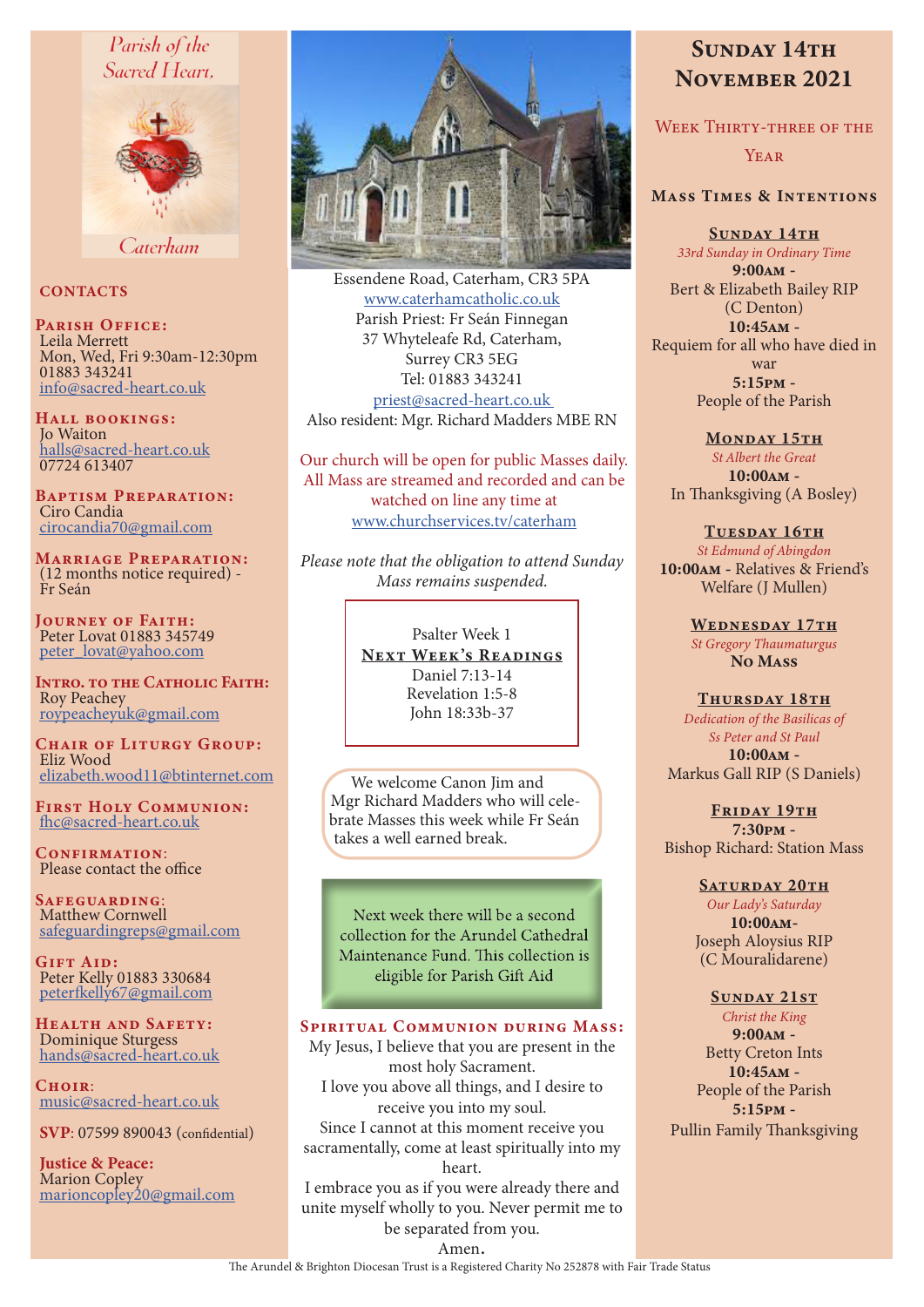Parish of the Sacred Heart, Caterham

## CONTACTS

**Parish Office:**
Leila Merrett
Mon, Wed, Fri 9:30am-12:30pm
01883 343241
info@sacred-heart.co.uk

**Hall bookings:**
Jo Waiton
halls@sacred-heart.co.uk
07724 613407

**Baptism Preparation:**
Ciro Candia
cirocandia70@gmail.com

**Marriage Preparation:**
(12 months notice required) - Fr Seán

**Journey of Faith:**
Peter Lovat 01883 345749
peter_lovat@yahoo.com

**Intro. to the Catholic Faith:**
Roy Peachey
roypeacheyuk@gmail.com

**Chair of Liturgy Group:**
Eliz Wood
elizabeth.wood11@btinternet.com

**First Holy Communion:**
fhc@sacred-heart.co.uk

**Confirmation:**
Please contact the office

**Safeguarding:**
Matthew Cornwell
safeguardingreps@gmail.com

**Gift Aid:**
Peter Kelly 01883 330684
peterfkelly67@gmail.com

**Health and Safety:**
Dominique Sturgess
hands@sacred-heart.co.uk

**Choir:**
music@sacred-heart.co.uk

**SVP:** 07599 890043 (confidential)

**Justice & Peace:**
Marion Copley
marioncopley20@gmail.com

Essendene Road, Caterham, CR3 5PA
www.caterhamcatholic.co.uk
Parish Priest: Fr Seán Finnegan
37 Whyteleafe Rd, Caterham,
Surrey CR3 5EG
Tel: 01883 343241
priest@sacred-heart.co.uk
Also resident: Mgr. Richard Madders MBE RN

Our church will be open for public Masses daily. All Mass are streamed and recorded and can be watched on line any time at www.churchservices.tv/caterham

*Please note that the obligation to attend Sunday Mass remains suspended.*

Psalter Week 1

**Next Week's Readings**
Daniel 7:13-14
Revelation 1:5-8
John 18:33b-37

We welcome Canon Jim and Mgr Richard Madders who will celebrate Masses this week while Fr Seán takes a well earned break.

Next week there will be a second collection for the Arundel Cathedral Maintenance Fund. This collection is eligible for Parish Gift Aid

### Spiritual Communion during Mass:

My Jesus, I believe that you are present in the most holy Sacrament.
I love you above all things, and I desire to receive you into my soul.
Since I cannot at this moment receive you sacramentally, come at least spiritually into my heart.
I embrace you as if you were already there and unite myself wholly to you. Never permit me to be separated from you.
Amen.

# Sunday 14th November 2021

## Week Thirty-three of the Year

### Mass Times & Intentions

**Sunday 14th**
*33rd Sunday in Ordinary Time*
**9:00am** - Bert & Elizabeth Bailey RIP (C Denton)
**10:45am** - Requiem for all who have died in war
**5:15pm** - People of the Parish

**Monday 15th**
*St Albert the Great*
**10:00am** - In Thanksgiving (A Bosley)

**Tuesday 16th**
*St Edmund of Abingdon*
**10:00am** - Relatives & Friend's Welfare (J Mullen)

**Wednesday 17th**
*St Gregory Thaumaturgus*
**No Mass**

**Thursday 18th**
*Dedication of the Basilicas of Ss Peter and St Paul*
**10:00am** - Markus Gall RIP (S Daniels)

**Friday 19th**
**7:30pm** - Bishop Richard: Station Mass

**Saturday 20th**
*Our Lady's Saturday*
**10:00am** - Joseph Aloysius RIP (C Mouralidarene)

**Sunday 21st**
*Christ the King*
**9:00am** - Betty Creton Ints
**10:45am** - People of the Parish
**5:15pm** - Pullin Family Thanksgiving

The Arundel & Brighton Diocesan Trust is a Registered Charity No 252878 with Fair Trade Status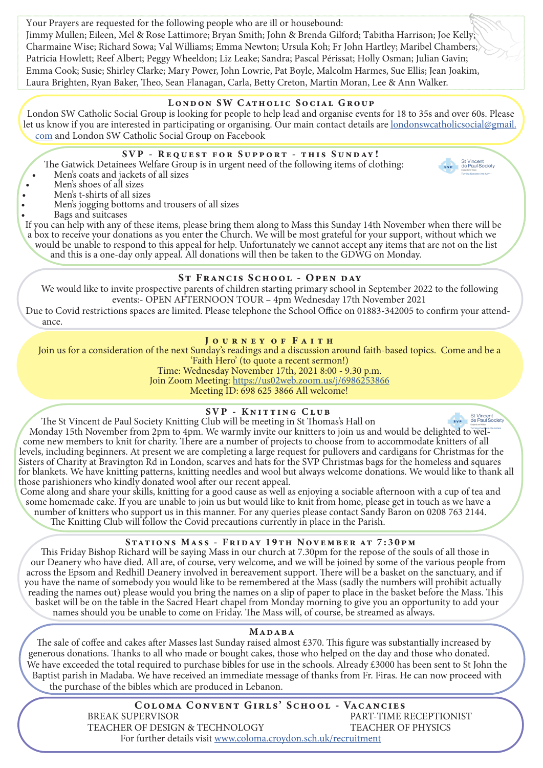Your Prayers are requested for the following people who are ill or housebound:
Jimmy Mullen; Eileen, Mel & Rose Lattimore; Bryan Smith; John & Brenda Gilford; Tabitha Harrison; Joe Kelly; Charmaine Wise; Richard Sowa; Val Williams; Emma Newton; Ursula Koh; Fr John Hartley; Maribel Chambers; Patricia Howlett; Reef Albert; Peggy Wheeldon; Liz Leake; Sandra; Pascal Périssat; Holly Osman; Julian Gavin; Emma Cook; Susie; Shirley Clarke; Mary Power, John Lowrie, Pat Boyle, Malcolm Harmes, Sue Ellis; Jean Joakim, Laura Brighten, Ryan Baker, Theo, Sean Flanagan, Carla, Betty Creton, Martin Moran, Lee & Ann Walker.

## London SW Catholic Social Group

London SW Catholic Social Group is looking for people to help lead and organise events for 18 to 35s and over 60s. Please let us know if you are interested in participating or organising. Our main contact details are londonswcatholicsocial@gmail.com and London SW Catholic Social Group on Facebook

## SVP - Request for Support - this Sunday!

The Gatwick Detainees Welfare Group is in urgent need of the following items of clothing:

- Men's coats and jackets of all sizes
- Men's shoes of all sizes
- Men's t-shirts of all sizes
- Men's jogging bottoms and trousers of all sizes
- Bags and suitcases

If you can help with any of these items, please bring them along to Mass this Sunday 14th November when there will be a box to receive your donations as you enter the Church. We will be most grateful for your support, without which we would be unable to respond to this appeal for help. Unfortunately we cannot accept any items that are not on the list and this is a one-day only appeal. All donations will then be taken to the GDWG on Monday.

## St Francis School - Open day

We would like to invite prospective parents of children starting primary school in September 2022 to the following events:- OPEN AFTERNOON TOUR – 4pm Wednesday 17th November 2021

Due to Covid restrictions spaces are limited. Please telephone the School Office on 01883-342005 to confirm your attendance.

## Journey of Faith

Join us for a consideration of the next Sunday's readings and a discussion around faith-based topics. Come and be a 'Faith Hero' (to quote a recent sermon!)
Time: Wednesday November 17th, 2021 8:00 - 9.30 p.m.
Join Zoom Meeting: https://us02web.zoom.us/j/6986253866
Meeting ID: 698 625 3866 All welcome!

## SVP - Knitting Club

The St Vincent de Paul Society Knitting Club will be meeting in St Thomas's Hall on Monday 15th November from 2pm to 4pm. We warmly invite our knitters to join us and would be delighted to welcome new members to knit for charity. There are a number of projects to choose from to accommodate knitters of all levels, including beginners. At present we are completing a large request for pullovers and cardigans for Christmas for the Sisters of Charity at Bravington Rd in London, scarves and hats for the SVP Christmas bags for the homeless and squares for blankets. We have knitting patterns, knitting needles and wool but always welcome donations. We would like to thank all those parishioners who kindly donated wool after our recent appeal.

Come along and share your skills, knitting for a good cause as well as enjoying a sociable afternoon with a cup of tea and some homemade cake. If you are unable to join us but would like to knit from home, please get in touch as we have a number of knitters who support us in this manner. For any queries please contact Sandy Baron on 0208 763 2144. The Knitting Club will follow the Covid precautions currently in place in the Parish.

## Stations Mass - Friday 19th November at 7:30pm

This Friday Bishop Richard will be saying Mass in our church at 7.30pm for the repose of the souls of all those in our Deanery who have died. All are, of course, very welcome, and we will be joined by some of the various people from across the Epsom and Redhill Deanery involved in bereavement support. There will be a basket on the sanctuary, and if you have the name of somebody you would like to be remembered at the Mass (sadly the numbers will prohibit actually reading the names out) please would you bring the names on a slip of paper to place in the basket before the Mass. This basket will be on the table in the Sacred Heart chapel from Monday morning to give you an opportunity to add your names should you be unable to come on Friday. The Mass will, of course, be streamed as always.

## Madaba

The sale of coffee and cakes after Masses last Sunday raised almost £370. This figure was substantially increased by generous donations. Thanks to all who made or bought cakes, those who helped on the day and those who donated. We have exceeded the total required to purchase bibles for use in the schools. Already £3000 has been sent to St John the Baptist parish in Madaba. We have received an immediate message of thanks from Fr. Firas. He can now proceed with the purchase of the bibles which are produced in Lebanon.

## Coloma Convent Girls' School - Vacancies

BREAK SUPERVISOR
PART-TIME RECEPTIONIST
TEACHER OF DESIGN & TECHNOLOGY
TEACHER OF PHYSICS

For further details visit www.coloma.croydon.sch.uk/recruitment